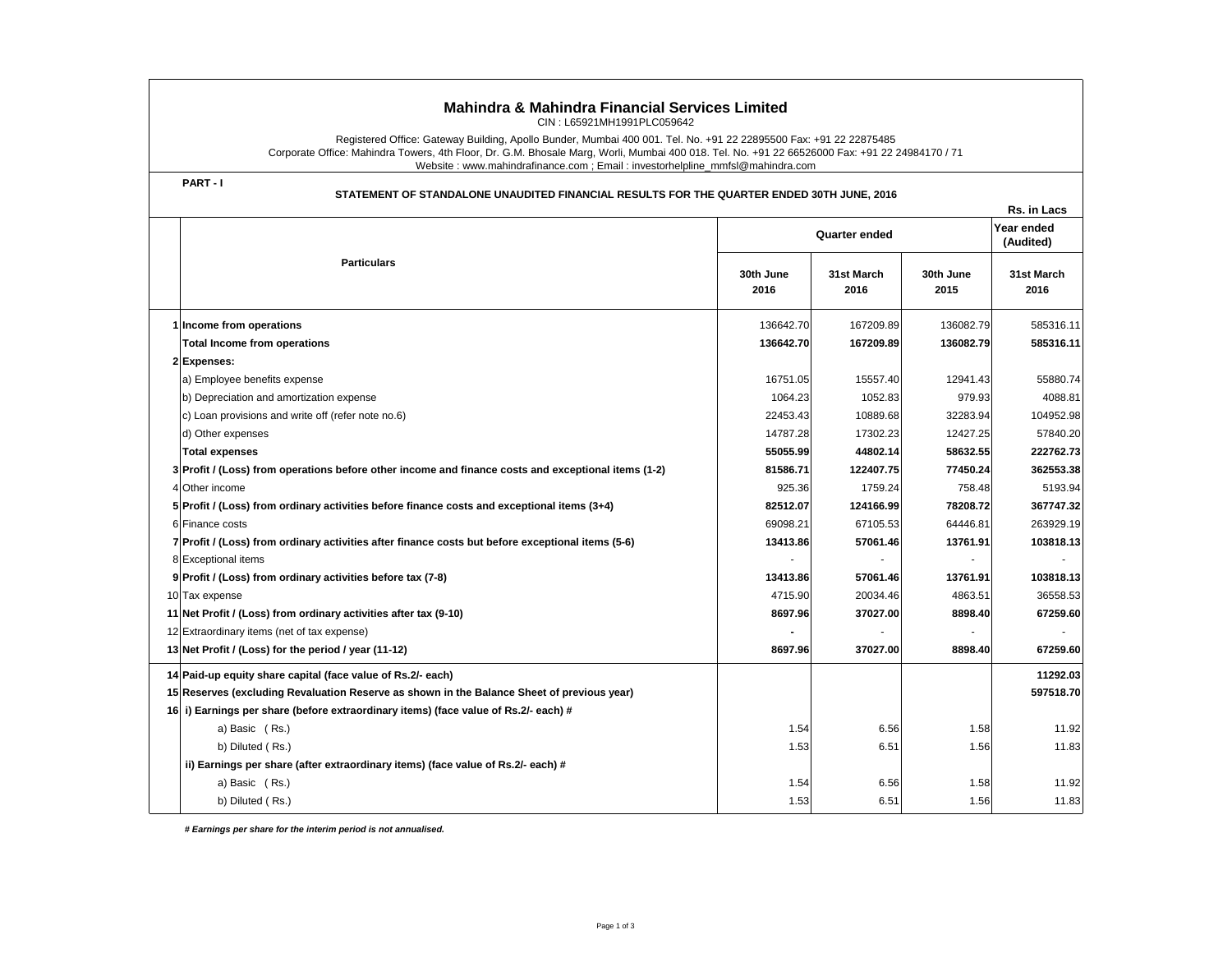# Mahindra & Mahindra Financial Services Limited

CIN : L65921MH1991PLC059642

Registered Office: Gateway Building, Apollo Bunder, Mumbai 400 001. Tel. No. +91 22 22895500 Fax: +91 22 22875485
Corporate Office: Mahindra Towers, 4th Floor, Dr. G.M. Bhosale Marg, Worli, Mumbai 400 018. Tel. No. +91 22 66526000 Fax: +91 22 24984170 / 71
Website : www.mahindrafinance.com ; Email : investorhelpline_mmfsl@mahindra.com

**PART - I**

**STATEMENT OF STANDALONE UNAUDITED FINANCIAL RESULTS FOR THE QUARTER ENDED 30TH JUNE, 2016**

**Rs. in Lacs**

| | Particulars | Quarter ended | | | Year ended (Audited) |
|---|---|---|---|---|---|
| | | 30th June 2016 | 31st March 2016 | 30th June 2015 | 31st March 2016 |
| 1 | **Income from operations** | 136642.70 | 167209.89 | 136082.79 | 585316.11 |
| | **Total Income from operations** | **136642.70** | **167209.89** | **136082.79** | **585316.11** |
| 2 | **Expenses:** | | | | |
| | a) Employee benefits expense | 16751.05 | 15557.40 | 12941.43 | 55880.74 |
| | b) Depreciation and amortization expense | 1064.23 | 1052.83 | 979.93 | 4088.81 |
| | c) Loan provisions and write off (refer note no.6) | 22453.43 | 10889.68 | 32283.94 | 104952.98 |
| | d) Other expenses | 14787.28 | 17302.23 | 12427.25 | 57840.20 |
| | **Total expenses** | **55055.99** | **44802.14** | **58632.55** | **222762.73** |
| 3 | **Profit / (Loss) from operations before other income and finance costs and exceptional items (1-2)** | **81586.71** | **122407.75** | **77450.24** | **362553.38** |
| 4 | Other income | 925.36 | 1759.24 | 758.48 | 5193.94 |
| 5 | **Profit / (Loss) from ordinary activities before finance costs and exceptional items (3+4)** | **82512.07** | **124166.99** | **78208.72** | **367747.32** |
| 6 | Finance costs | 69098.21 | 67105.53 | 64446.81 | 263929.19 |
| 7 | **Profit / (Loss) from ordinary activities after finance costs but before exceptional items (5-6)** | **13413.86** | **57061.46** | **13761.91** | **103818.13** |
| 8 | Exceptional items | - | - | - | - |
| 9 | **Profit / (Loss) from ordinary activities before tax (7-8)** | **13413.86** | **57061.46** | **13761.91** | **103818.13** |
| 10 | Tax expense | 4715.90 | 20034.46 | 4863.51 | 36558.53 |
| 11 | **Net Profit / (Loss) from ordinary activities after tax (9-10)** | **8697.96** | **37027.00** | **8898.40** | **67259.60** |
| 12 | Extraordinary items (net of tax expense) | - | - | - | - |
| 13 | **Net Profit / (Loss) for the period / year (11-12)** | **8697.96** | **37027.00** | **8898.40** | **67259.60** |
| 14 | **Paid-up equity share capital (face value of Rs.2/- each)** | | | | **11292.03** |
| 15 | **Reserves (excluding Revaluation Reserve as shown in the Balance Sheet of previous year)** | | | | **597518.70** |
| 16 | **i) Earnings per share (before extraordinary items) (face value of Rs.2/- each) #** | | | | |
| | a) Basic ( Rs.) | 1.54 | 6.56 | 1.58 | 11.92 |
| | b) Diluted ( Rs.) | 1.53 | 6.51 | 1.56 | 11.83 |
| | **ii) Earnings per share (after extraordinary items) (face value of Rs.2/- each) #** | | | | |
| | a) Basic ( Rs.) | 1.54 | 6.56 | 1.58 | 11.92 |
| | b) Diluted ( Rs.) | 1.53 | 6.51 | 1.56 | 11.83 |

***# Earnings per share for the interim period is not annualised.***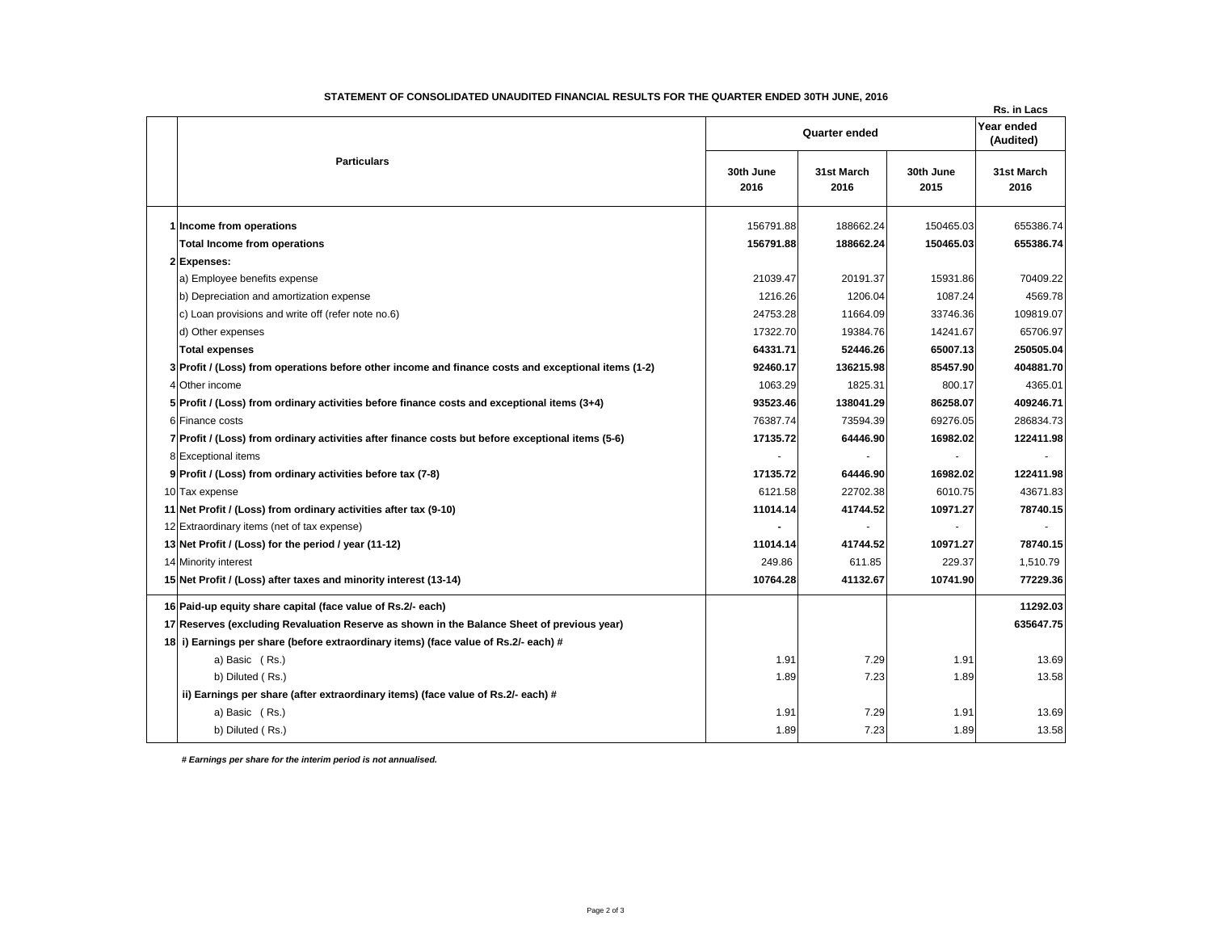**STATEMENT OF CONSOLIDATED UNAUDITED FINANCIAL RESULTS FOR THE QUARTER ENDED 30TH JUNE, 2016**

**Rs. in Lacs**

| | Particulars | Quarter ended | | | Year ended (Audited) |
|---|---|---|---|---|---|
| | | 30th June 2016 | 31st March 2016 | 30th June 2015 | 31st March 2016 |
| 1 | **Income from operations** | 156791.88 | 188662.24 | 150465.03 | 655386.74 |
| | **Total Income from operations** | **156791.88** | **188662.24** | **150465.03** | **655386.74** |
| 2 | **Expenses:** | | | | |
| | a) Employee benefits expense | 21039.47 | 20191.37 | 15931.86 | 70409.22 |
| | b) Depreciation and amortization expense | 1216.26 | 1206.04 | 1087.24 | 4569.78 |
| | c) Loan provisions and write off (refer note no.6) | 24753.28 | 11664.09 | 33746.36 | 109819.07 |
| | d) Other expenses | 17322.70 | 19384.76 | 14241.67 | 65706.97 |
| | **Total expenses** | **64331.71** | **52446.26** | **65007.13** | **250505.04** |
| 3 | **Profit / (Loss) from operations before other income and finance costs and exceptional items (1-2)** | **92460.17** | **136215.98** | **85457.90** | **404881.70** |
| 4 | Other income | 1063.29 | 1825.31 | 800.17 | 4365.01 |
| 5 | **Profit / (Loss) from ordinary activities before finance costs and exceptional items (3+4)** | **93523.46** | **138041.29** | **86258.07** | **409246.71** |
| 6 | Finance costs | 76387.74 | 73594.39 | 69276.05 | 286834.73 |
| 7 | **Profit / (Loss) from ordinary activities after finance costs but before exceptional items (5-6)** | **17135.72** | **64446.90** | **16982.02** | **122411.98** |
| 8 | Exceptional items | - | - | - | - |
| 9 | **Profit / (Loss) from ordinary activities before tax (7-8)** | **17135.72** | **64446.90** | **16982.02** | **122411.98** |
| 10 | Tax expense | 6121.58 | 22702.38 | 6010.75 | 43671.83 |
| 11 | **Net Profit / (Loss) from ordinary activities after tax (9-10)** | **11014.14** | **41744.52** | **10971.27** | **78740.15** |
| 12 | Extraordinary items (net of tax expense) | **-** | - | - | - |
| 13 | **Net Profit / (Loss) for the period / year (11-12)** | **11014.14** | **41744.52** | **10971.27** | **78740.15** |
| 14 | Minority interest | 249.86 | 611.85 | 229.37 | 1,510.79 |
| 15 | **Net Profit / (Loss) after taxes and minority interest (13-14)** | **10764.28** | **41132.67** | **10741.90** | **77229.36** |
| 16 | **Paid-up equity share capital (face value of Rs.2/- each)** | | | | **11292.03** |
| 17 | **Reserves (excluding Revaluation Reserve as shown in the Balance Sheet of previous year)** | | | | **635647.75** |
| 18 | **i) Earnings per share (before extraordinary items) (face value of Rs.2/- each) #** | | | | |
| | a) Basic (Rs.) | 1.91 | 7.29 | 1.91 | 13.69 |
| | b) Diluted ( Rs.) | 1.89 | 7.23 | 1.89 | 13.58 |
| | **ii) Earnings per share (after extraordinary items) (face value of Rs.2/- each) #** | | | | |
| | a) Basic (Rs.) | 1.91 | 7.29 | 1.91 | 13.69 |
| | b) Diluted ( Rs.) | 1.89 | 7.23 | 1.89 | 13.58 |

***# Earnings per share for the interim period is not annualised.***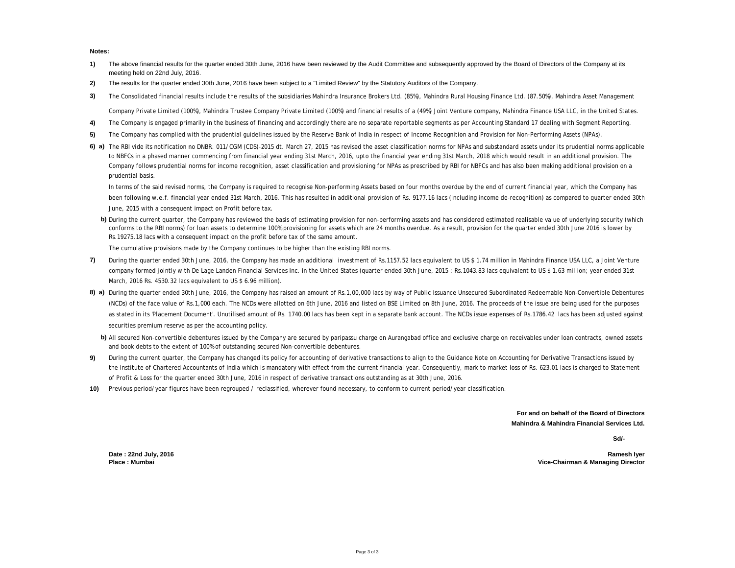**Notes:**

1) The above financial results for the quarter ended 30th June, 2016 have been reviewed by the Audit Committee and subsequently approved by the Board of Directors of the Company at its meeting held on 22nd July, 2016.

2) The results for the quarter ended 30th June, 2016 have been subject to a "Limited Review" by the Statutory Auditors of the Company.

3) The Consolidated financial results include the results of the subsidiaries Mahindra Insurance Brokers Ltd. (85%), Mahindra Rural Housing Finance Ltd. (87.50%), Mahindra Asset Management Company Private Limited (100%), Mahindra Trustee Company Private Limited (100%) and financial results of a (49%) Joint Venture company, Mahindra Finance USA LLC, in the United States.

4) The Company is engaged primarily in the business of financing and accordingly there are no separate reportable segments as per Accounting Standard 17 dealing with Segment Reporting.

5) The Company has complied with the prudential guidelines issued by the Reserve Bank of India in respect of Income Recognition and Provision for Non-Performing Assets (NPAs).

6) a) The RBI vide its notification no DNBR. 011/CGM (CDS)-2015 dt. March 27, 2015 has revised the asset classification norms for NPAs and substandard assets under its prudential norms applicable to NBFCs in a phased manner commencing from financial year ending 31st March, 2016, upto the financial year ending 31st March, 2018 which would result in an additional provision. The Company follows prudential norms for income recognition, asset classification and provisioning for NPAs as prescribed by RBI for NBFCs and has also been making additional provision on a prudential basis.

In terms of the said revised norms, the Company is required to recognise Non-performing Assets based on four months overdue by the end of current financial year, which the Company has been following w.e.f. financial year ended 31st March, 2016. This has resulted in additional provision of Rs. 9177.16 lacs (including income de-recognition) as compared to quarter ended 30th June, 2015 with a consequent impact on Profit before tax.

b) During the current quarter, the Company has reviewed the basis of estimating provision for non-performing assets and has considered estimated realisable value of underlying security (which conforms to the RBI norms) for loan assets to determine 100% provisioning for assets which are 24 months overdue. As a result, provision for the quarter ended 30th June 2016 is lower by Rs.19275.18 lacs with a consequent impact on the profit before tax of the same amount.

The cumulative provisions made by the Company continues to be higher than the existing RBI norms.

7) During the quarter ended 30th June, 2016, the Company has made an additional investment of Rs.1157.52 lacs equivalent to US $ 1.74 million in Mahindra Finance USA LLC, a Joint Venture company formed jointly with De Lage Landen Financial Services Inc. in the United States (quarter ended 30th June, 2015 : Rs.1043.83 lacs equivalent to US $ 1.63 million; year ended 31st March, 2016 Rs. 4530.32 lacs equivalent to US $ 6.96 million).

8) a) During the quarter ended 30th June, 2016, the Company has raised an amount of Rs.1,00,000 lacs by way of Public Issuance Unsecured Subordinated Redeemable Non-Convertible Debentures (NCDs) of the face value of Rs.1,000 each. The NCDs were allotted on 6th June, 2016 and listed on BSE Limited on 8th June, 2016. The proceeds of the issue are being used for the purposes as stated in its 'Placement Document'. Unutilised amount of Rs. 1740.00 lacs has been kept in a separate bank account. The NCDs issue expenses of Rs.1786.42 lacs has been adjusted against securities premium reserve as per the accounting policy.

b) All secured Non-convertible debentures issued by the Company are secured by paripassu charge on Aurangabad office and exclusive charge on receivables under loan contracts, owned assets and book debts to the extent of 100% of outstanding secured Non-convertible debentures.

9) During the current quarter, the Company has changed its policy for accounting of derivative transactions to align to the Guidance Note on Accounting for Derivative Transactions issued by the Institute of Chartered Accountants of India which is mandatory with effect from the current financial year. Consequently, mark to market loss of Rs. 623.01 lacs is charged to Statement of Profit & Loss for the quarter ended 30th June, 2016 in respect of derivative transactions outstanding as at 30th June, 2016.

10) Previous period/year figures have been regrouped / reclassified, wherever found necessary, to conform to current period/year classification.

**For and on behalf of the Board of Directors**
**Mahindra & Mahindra Financial Services Ltd.**

**Sd/-**

**Date : 22nd July, 2016**
**Place : Mumbai**

**Ramesh Iyer**
**Vice-Chairman & Managing Director**